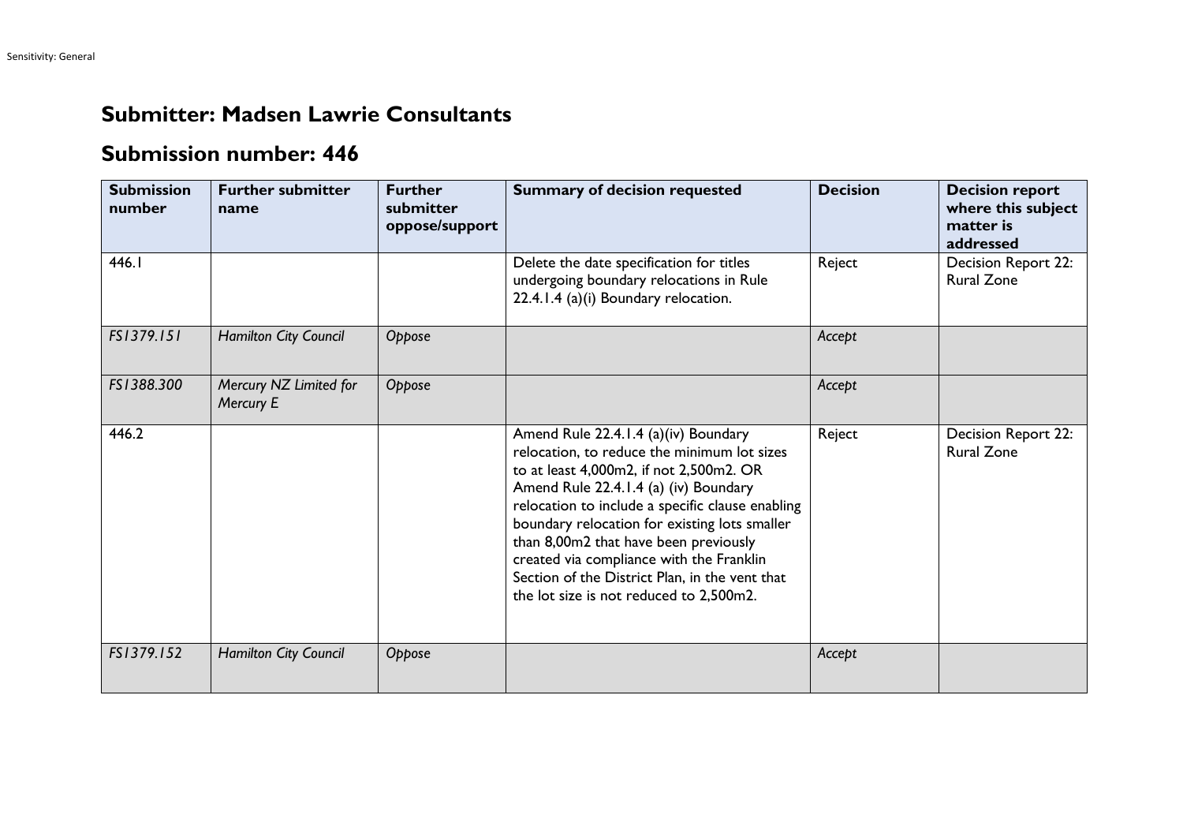# Submitter: Madsen Lawrie Consultants

# Submission number: 446

| Submission number | Further submitter name | Further submitter oppose/support | Summary of decision requested | Decision | Decision report where this subject matter is addressed |
|---|---|---|---|---|---|
| 446.1 | | | Delete the date specification for titles undergoing boundary relocations in Rule 22.4.1.4 (a)(i) Boundary relocation. | Reject | Decision Report 22: Rural Zone |
| *FS1379.151* | *Hamilton City Council* | *Oppose* | | *Accept* | |
| *FS1388.300* | *Mercury NZ Limited for Mercury E* | *Oppose* | | *Accept* | |
| 446.2 | | | Amend Rule 22.4.1.4 (a)(iv) Boundary relocation, to reduce the minimum lot sizes to at least 4,000m2, if not 2,500m2. OR Amend Rule 22.4.1.4 (a) (iv) Boundary relocation to include a specific clause enabling boundary relocation for existing lots smaller than 8,00m2 that have been previously created via compliance with the Franklin Section of the District Plan, in the vent that the lot size is not reduced to 2,500m2. | Reject | Decision Report 22: Rural Zone |
| *FS1379.152* | *Hamilton City Council* | *Oppose* | | *Accept* | |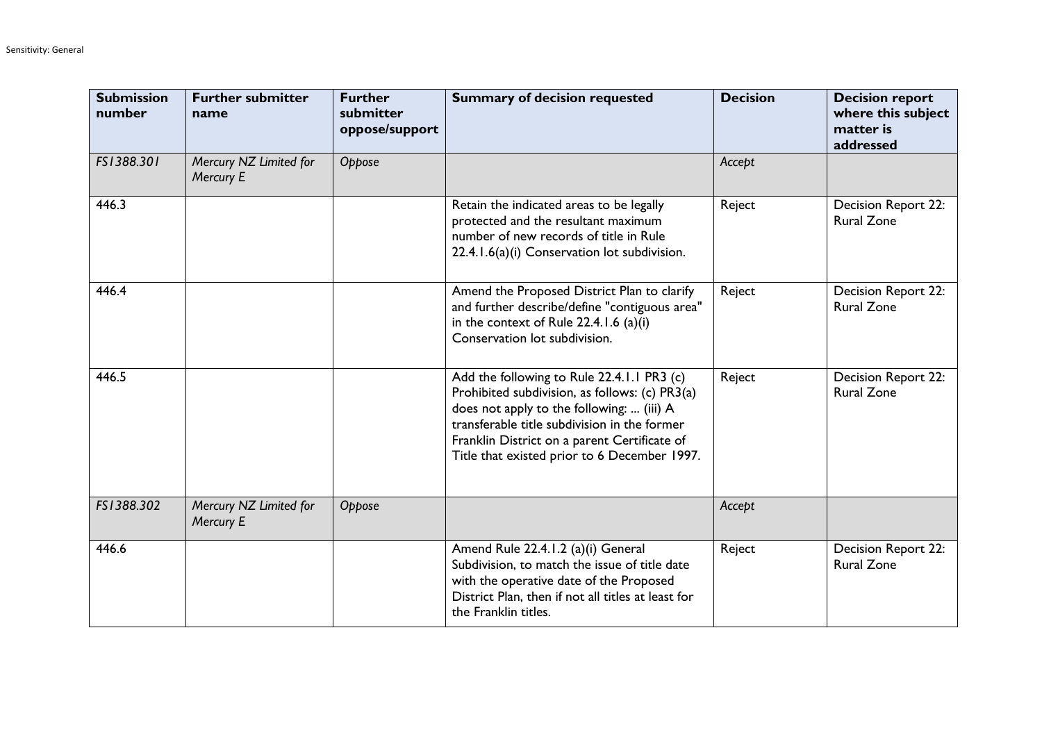| Submission number | Further submitter name | Further submitter oppose/support | Summary of decision requested | Decision | Decision report where this subject matter is addressed |
|---|---|---|---|---|---|
| *FS1388.301* | *Mercury NZ Limited for Mercury E* | *Oppose* | | *Accept* | |
| 446.3 | | | Retain the indicated areas to be legally protected and the resultant maximum number of new records of title in Rule 22.4.1.6(a)(i) Conservation lot subdivision. | Reject | Decision Report 22: Rural Zone |
| 446.4 | | | Amend the Proposed District Plan to clarify and further describe/define "contiguous area" in the context of Rule 22.4.1.6 (a)(i) Conservation lot subdivision. | Reject | Decision Report 22: Rural Zone |
| 446.5 | | | Add the following to Rule 22.4.1.1 PR3 (c) Prohibited subdivision, as follows: (c) PR3(a) does not apply to the following: ... (iii) A transferable title subdivision in the former Franklin District on a parent Certificate of Title that existed prior to 6 December 1997. | Reject | Decision Report 22: Rural Zone |
| *FS1388.302* | *Mercury NZ Limited for Mercury E* | *Oppose* | | *Accept* | |
| 446.6 | | | Amend Rule 22.4.1.2 (a)(i) General Subdivision, to match the issue of title date with the operative date of the Proposed District Plan, then if not all titles at least for the Franklin titles. | Reject | Decision Report 22: Rural Zone |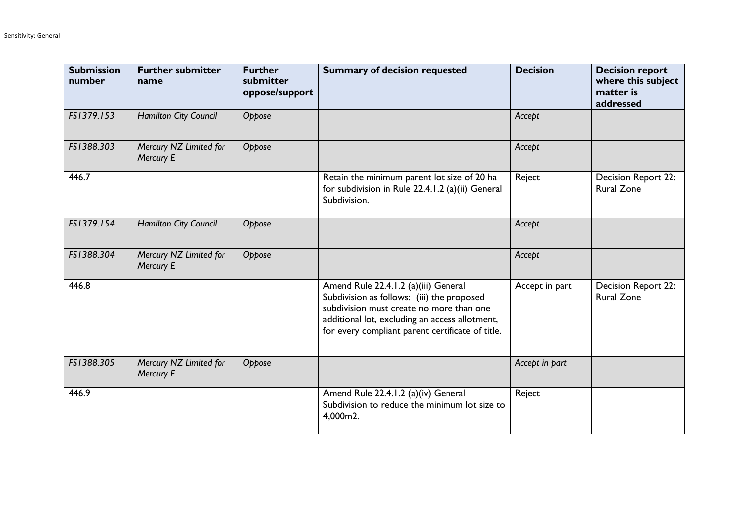| Submission number | Further submitter name | Further submitter oppose/support | Summary of decision requested | Decision | Decision report where this subject matter is addressed |
|---|---|---|---|---|---|
| *FS1379.153* | *Hamilton City Council* | *Oppose* | | *Accept* | |
| *FS1388.303* | *Mercury NZ Limited for Mercury E* | *Oppose* | | *Accept* | |
| 446.7 | | | Retain the minimum parent lot size of 20 ha for subdivision in Rule 22.4.1.2 (a)(ii) General Subdivision. | Reject | Decision Report 22: Rural Zone |
| *FS1379.154* | *Hamilton City Council* | *Oppose* | | *Accept* | |
| *FS1388.304* | *Mercury NZ Limited for Mercury E* | *Oppose* | | *Accept* | |
| 446.8 | | | Amend Rule 22.4.1.2 (a)(iii) General Subdivision as follows: (iii) the proposed subdivision must create no more than one additional lot, excluding an access allotment, for every compliant parent certificate of title. | Accept in part | Decision Report 22: Rural Zone |
| *FS1388.305* | *Mercury NZ Limited for Mercury E* | *Oppose* | | *Accept in part* | |
| 446.9 | | | Amend Rule 22.4.1.2 (a)(iv) General Subdivision to reduce the minimum lot size to 4,000m2. | Reject | |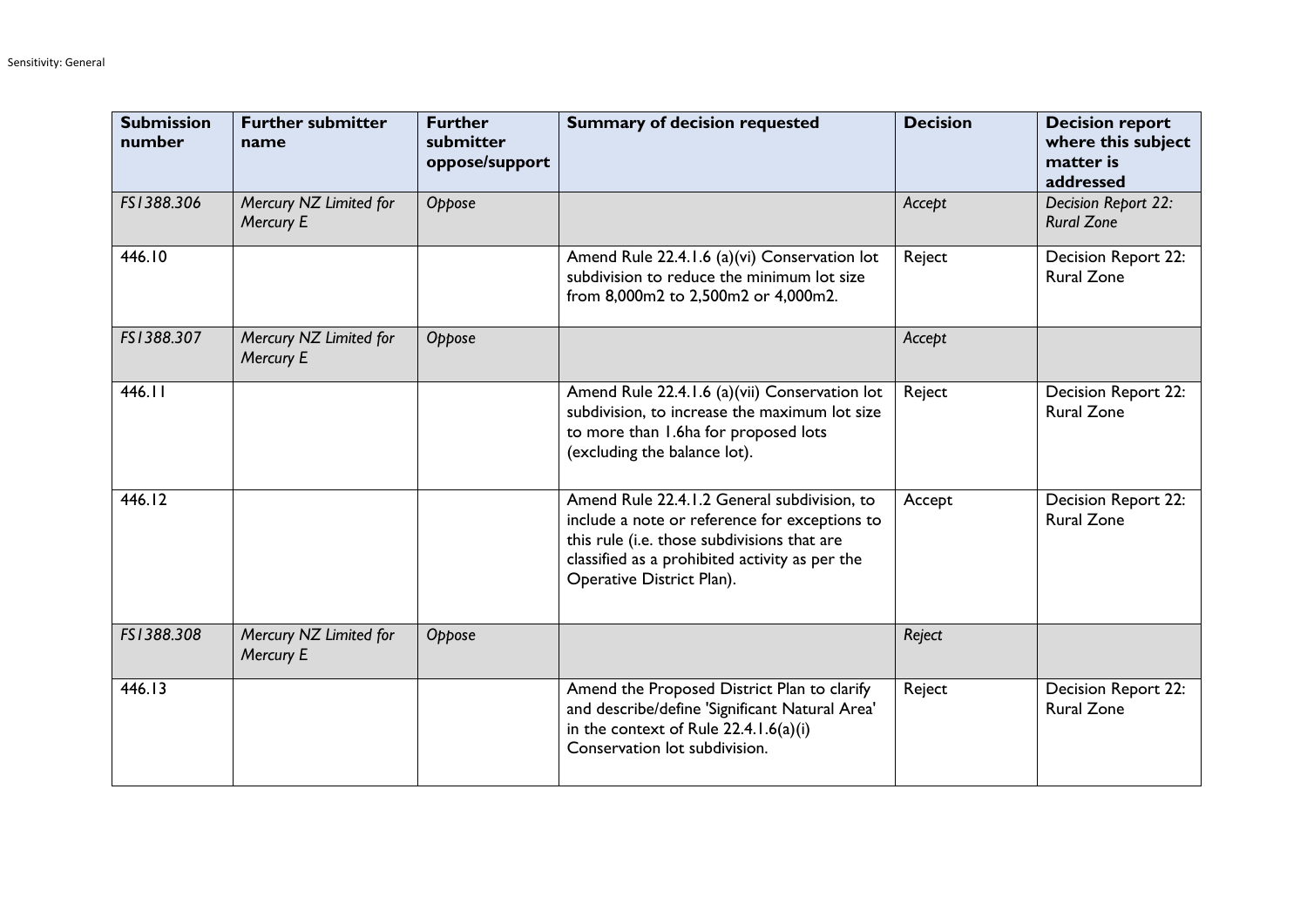| Submission number | Further submitter name | Further submitter oppose/support | Summary of decision requested | Decision | Decision report where this subject matter is addressed |
|---|---|---|---|---|---|
| *FS1388.306* | *Mercury NZ Limited for Mercury E* | *Oppose* | | *Accept* | *Decision Report 22: Rural Zone* |
| 446.10 | | | Amend Rule 22.4.1.6 (a)(vi) Conservation lot subdivision to reduce the minimum lot size from 8,000m2 to 2,500m2 or 4,000m2. | Reject | Decision Report 22: Rural Zone |
| *FS1388.307* | *Mercury NZ Limited for Mercury E* | *Oppose* | | *Accept* | |
| 446.11 | | | Amend Rule 22.4.1.6 (a)(vii) Conservation lot subdivision, to increase the maximum lot size to more than 1.6ha for proposed lots (excluding the balance lot). | Reject | Decision Report 22: Rural Zone |
| 446.12 | | | Amend Rule 22.4.1.2 General subdivision, to include a note or reference for exceptions to this rule (i.e. those subdivisions that are classified as a prohibited activity as per the Operative District Plan). | Accept | Decision Report 22: Rural Zone |
| *FS1388.308* | *Mercury NZ Limited for Mercury E* | *Oppose* | | *Reject* | |
| 446.13 | | | Amend the Proposed District Plan to clarify and describe/define 'Significant Natural Area' in the context of Rule 22.4.1.6(a)(i) Conservation lot subdivision. | Reject | Decision Report 22: Rural Zone |